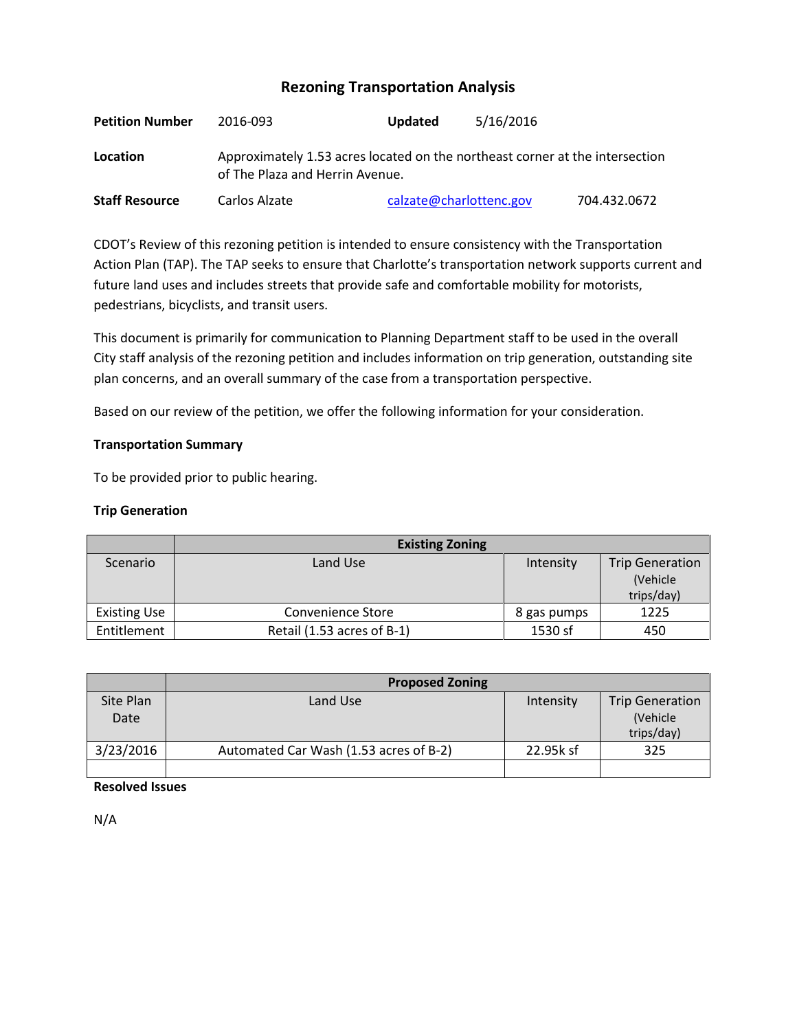# Rezoning Transportation Analysis

| | | | |
|---|---|---|---|
| **Petition Number** | 2016-093 | **Updated** | 5/16/2016 |
| **Location** | Approximately 1.53 acres located on the northeast corner at the intersection of The Plaza and Herrin Avenue. | | |
| **Staff Resource** | Carlos Alzate | calzate@charlottenc.gov | 704.432.0672 |

CDOT's Review of this rezoning petition is intended to ensure consistency with the Transportation Action Plan (TAP). The TAP seeks to ensure that Charlotte's transportation network supports current and future land uses and includes streets that provide safe and comfortable mobility for motorists, pedestrians, bicyclists, and transit users.

This document is primarily for communication to Planning Department staff to be used in the overall City staff analysis of the rezoning petition and includes information on trip generation, outstanding site plan concerns, and an overall summary of the case from a transportation perspective.

Based on our review of the petition, we offer the following information for your consideration.

**Transportation Summary**

To be provided prior to public hearing.

**Trip Generation**

| | Existing Zoning | | |
|---|---|---|---|
| Scenario | Land Use | Intensity | Trip Generation (Vehicle trips/day) |
| Existing Use | Convenience Store | 8 gas pumps | 1225 |
| Entitlement | Retail (1.53 acres of B-1) | 1530 sf | 450 |

| | Proposed Zoning | | |
|---|---|---|---|
| Site Plan Date | Land Use | Intensity | Trip Generation (Vehicle trips/day) |
| 3/23/2016 | Automated Car Wash (1.53 acres of B-2) | 22.95k sf | 325 |
| | | | |

**Resolved Issues**

N/A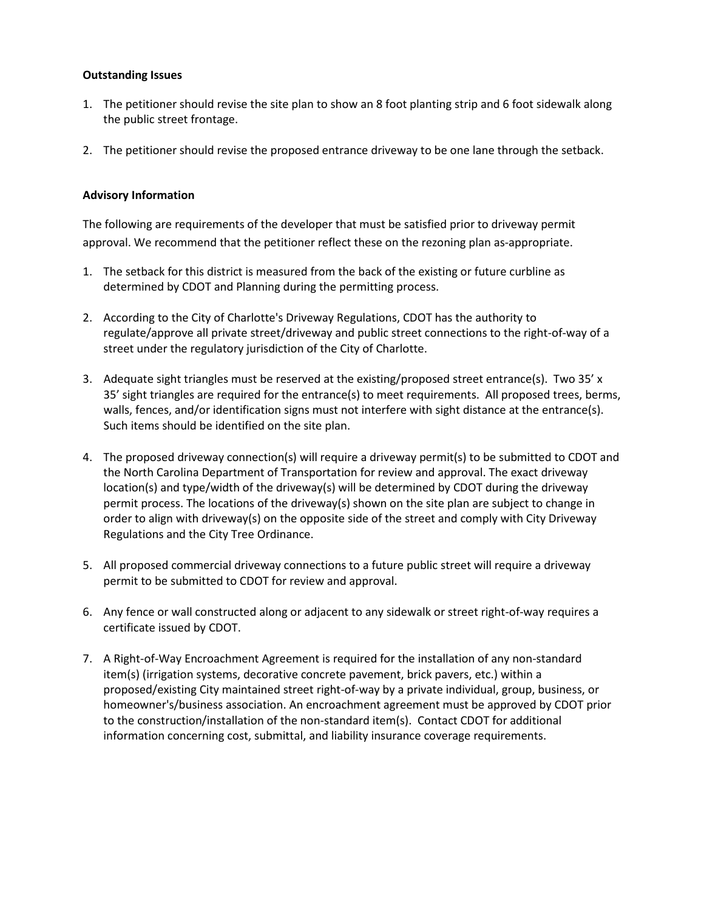**Outstanding Issues**

1. The petitioner should revise the site plan to show an 8 foot planting strip and 6 foot sidewalk along the public street frontage.

2. The petitioner should revise the proposed entrance driveway to be one lane through the setback.

**Advisory Information**

The following are requirements of the developer that must be satisfied prior to driveway permit approval. We recommend that the petitioner reflect these on the rezoning plan as-appropriate.

1. The setback for this district is measured from the back of the existing or future curbline as determined by CDOT and Planning during the permitting process.

2. According to the City of Charlotte's Driveway Regulations, CDOT has the authority to regulate/approve all private street/driveway and public street connections to the right-of-way of a street under the regulatory jurisdiction of the City of Charlotte.

3. Adequate sight triangles must be reserved at the existing/proposed street entrance(s). Two 35' x 35' sight triangles are required for the entrance(s) to meet requirements. All proposed trees, berms, walls, fences, and/or identification signs must not interfere with sight distance at the entrance(s). Such items should be identified on the site plan.

4. The proposed driveway connection(s) will require a driveway permit(s) to be submitted to CDOT and the North Carolina Department of Transportation for review and approval. The exact driveway location(s) and type/width of the driveway(s) will be determined by CDOT during the driveway permit process. The locations of the driveway(s) shown on the site plan are subject to change in order to align with driveway(s) on the opposite side of the street and comply with City Driveway Regulations and the City Tree Ordinance.

5. All proposed commercial driveway connections to a future public street will require a driveway permit to be submitted to CDOT for review and approval.

6. Any fence or wall constructed along or adjacent to any sidewalk or street right-of-way requires a certificate issued by CDOT.

7. A Right-of-Way Encroachment Agreement is required for the installation of any non-standard item(s) (irrigation systems, decorative concrete pavement, brick pavers, etc.) within a proposed/existing City maintained street right-of-way by a private individual, group, business, or homeowner's/business association. An encroachment agreement must be approved by CDOT prior to the construction/installation of the non-standard item(s). Contact CDOT for additional information concerning cost, submittal, and liability insurance coverage requirements.